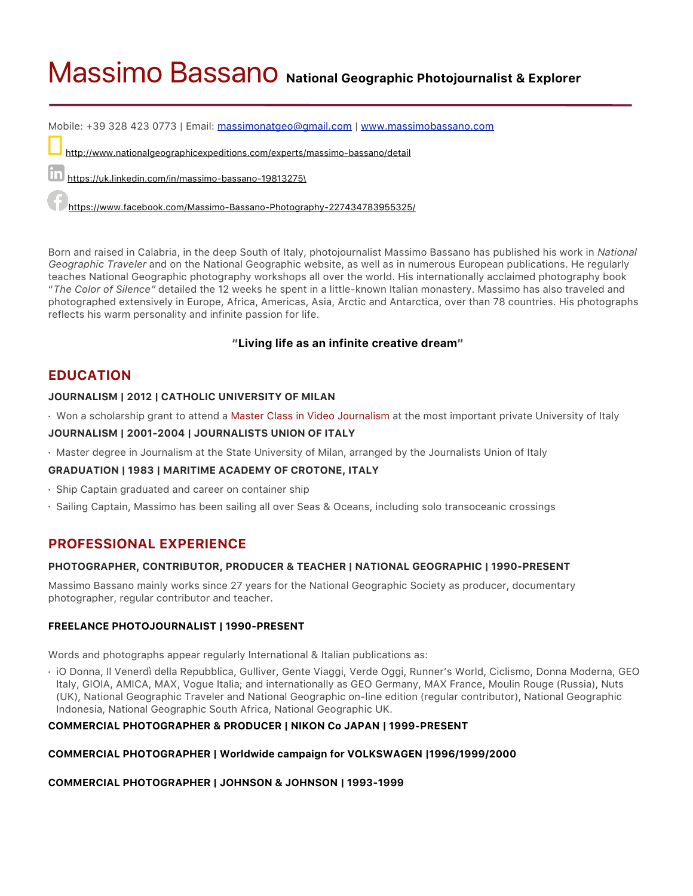# Massimo Bassano **National Geographic Photojournalist & Explorer**

Mobile: +39 328 423 0773 | Email: massimonatgeo@gmail.com | www.massimobassano.com

http://www.nationalgeographicexpeditions.com/experts/massimo-bassano/detail

https://uk.linkedin.com/in/massimo-bassano-19813275\

https://www.facebook.com/Massimo-Bassano-Photography-227434783955325/

Born and raised in Calabria, in the deep South of Italy, photojournalist Massimo Bassano has published his work in *National Geographic Traveler* and on the National Geographic website, as well as in numerous European publications. He regularly teaches National Geographic photography workshops all over the world. His internationally acclaimed photography book "*The Color of Silence"* detailed the 12 weeks he spent in a little-known Italian monastery. Massimo has also traveled and photographed extensively in Europe, Africa, Americas, Asia, Arctic and Antarctica, over than 78 countries. His photographs reflects his warm personality and infinite passion for life.

**"Living life as an infinite creative dream"**

## EDUCATION

### JOURNALISM | 2012 | CATHOLIC UNIVERSITY OF MILAN

- Won a scholarship grant to attend a Master Class in Video Journalism at the most important private University of Italy

### JOURNALISM | 2001-2004 | JOURNALISTS UNION OF ITALY

- Master degree in Journalism at the State University of Milan, arranged by the Journalists Union of Italy

### GRADUATION | 1983 | MARITIME ACADEMY OF CROTONE, ITALY

- Ship Captain graduated and career on container ship
- Sailing Captain, Massimo has been sailing all over Seas & Oceans, including solo transoceanic crossings

## PROFESSIONAL EXPERIENCE

### PHOTOGRAPHER, CONTRIBUTOR, PRODUCER & TEACHER | NATIONAL GEOGRAPHIC | 1990-PRESENT

Massimo Bassano mainly works since 27 years for the National Geographic Society as producer, documentary photographer, regular contributor and teacher.

### FREELANCE PHOTOJOURNALIST | 1990-PRESENT

Words and photographs appear regularly International & Italian publications as:

- iO Donna, Il Venerdì della Repubblica, Gulliver, Gente Viaggi, Verde Oggi, Runner's World, Ciclismo, Donna Moderna, GEO Italy, GIOIA, AMICA, MAX, Vogue Italia; and internationally as GEO Germany, MAX France, Moulin Rouge (Russia), Nuts (UK), National Geographic Traveler and National Geographic on-line edition (regular contributor), National Geographic Indonesia, National Geographic South Africa, National Geographic UK.

### COMMERCIAL PHOTOGRAPHER & PRODUCER | NIKON Co JAPAN | 1999-PRESENT

### COMMERCIAL PHOTOGRAPHER | Worldwide campaign for VOLKSWAGEN |1996/1999/2000

### COMMERCIAL PHOTOGRAPHER | JOHNSON & JOHNSON | 1993-1999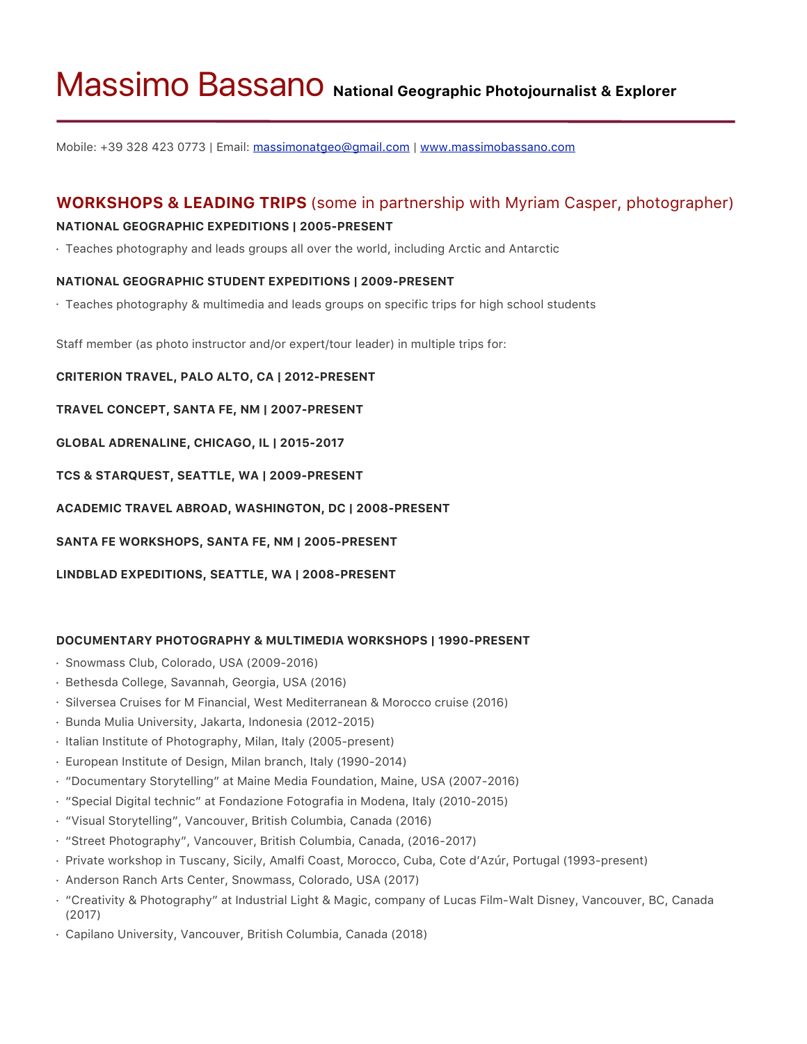# Massimo Bassano **National Geographic Photojournalist & Explorer**

Mobile: +39 328 423 0773 | Email: [massimonatgeo@gmail.com](mailto:massimonatgeo@gmail.com) | [www.massimobassano.com](http://www.massimobassano.com)

## WORKSHOPS & LEADING TRIPS (some in partnership with Myriam Casper, photographer)

**NATIONAL GEOGRAPHIC EXPEDITIONS | 2005-PRESENT**

- Teaches photography and leads groups all over the world, including Arctic and Antarctic

**NATIONAL GEOGRAPHIC STUDENT EXPEDITIONS | 2009-PRESENT**

- Teaches photography & multimedia and leads groups on specific trips for high school students

Staff member (as photo instructor and/or expert/tour leader) in multiple trips for:

**CRITERION TRAVEL, PALO ALTO, CA | 2012-PRESENT**

**TRAVEL CONCEPT, SANTA FE, NM | 2007-PRESENT**

**GLOBAL ADRENALINE, CHICAGO, IL | 2015-2017**

**TCS & STARQUEST, SEATTLE, WA | 2009-PRESENT**

**ACADEMIC TRAVEL ABROAD, WASHINGTON, DC | 2008-PRESENT**

**SANTA FE WORKSHOPS, SANTA FE, NM | 2005-PRESENT**

**LINDBLAD EXPEDITIONS, SEATTLE, WA | 2008-PRESENT**

**DOCUMENTARY PHOTOGRAPHY & MULTIMEDIA WORKSHOPS | 1990-PRESENT**

- Snowmass Club, Colorado, USA (2009-2016)
- Bethesda College, Savannah, Georgia, USA (2016)
- Silversea Cruises for M Financial, West Mediterranean & Morocco cruise (2016)
- Bunda Mulia University, Jakarta, Indonesia (2012-2015)
- Italian Institute of Photography, Milan, Italy (2005-present)
- European Institute of Design, Milan branch, Italy (1990-2014)
- "Documentary Storytelling" at Maine Media Foundation, Maine, USA (2007-2016)
- "Special Digital technic" at Fondazione Fotografia in Modena, Italy (2010-2015)
- "Visual Storytelling", Vancouver, British Columbia, Canada (2016)
- "Street Photography", Vancouver, British Columbia, Canada, (2016-2017)
- Private workshop in Tuscany, Sicily, Amalfi Coast, Morocco, Cuba, Cote d'Azúr, Portugal (1993-present)
- Anderson Ranch Arts Center, Snowmass, Colorado, USA (2017)
- "Creativity & Photography" at Industrial Light & Magic, company of Lucas Film-Walt Disney, Vancouver, BC, Canada (2017)
- Capilano University, Vancouver, British Columbia, Canada (2018)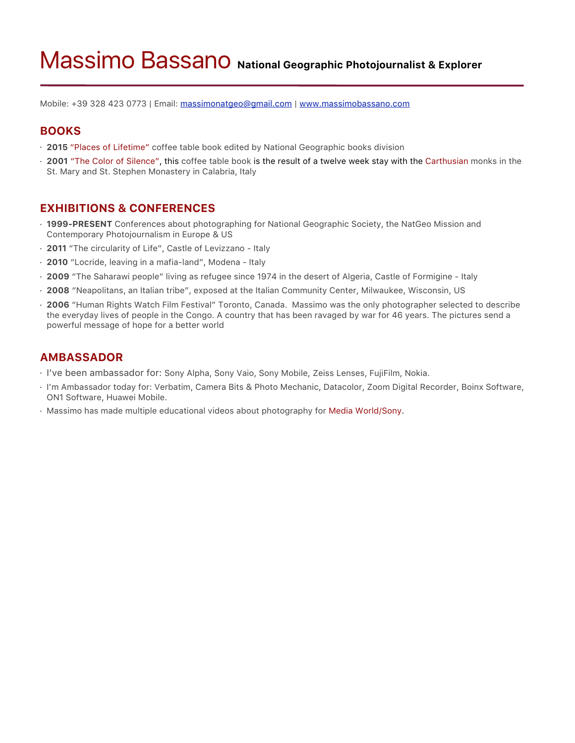# Massimo Bassano **National Geographic Photojournalist & Explorer**

Mobile: +39 328 423 0773 | Email: massimonatgeo@gmail.com | www.massimobassano.com

## BOOKS

- **2015** "Places of Lifetime" coffee table book edited by National Geographic books division
- **2001** "The Color of Silence", this coffee table book is the result of a twelve week stay with the Carthusian monks in the St. Mary and St. Stephen Monastery in Calabria, Italy

## EXHIBITIONS & CONFERENCES

- **1999-PRESENT** Conferences about photographing for National Geographic Society, the NatGeo Mission and Contemporary Photojournalism in Europe & US
- **2011** "The circularity of Life", Castle of Levizzano - Italy
- **2010** "Locride, leaving in a mafia-land", Modena - Italy
- **2009** "The Saharawi people" living as refugee since 1974 in the desert of Algeria, Castle of Formigine - Italy
- **2008** "Neapolitans, an Italian tribe", exposed at the Italian Community Center, Milwaukee, Wisconsin, US
- **2006** "Human Rights Watch Film Festival" Toronto, Canada. Massimo was the only photographer selected to describe the everyday lives of people in the Congo. A country that has been ravaged by war for 46 years. The pictures send a powerful message of hope for a better world

## AMBASSADOR

- I've been ambassador for: Sony Alpha, Sony Vaio, Sony Mobile, Zeiss Lenses, FujiFilm, Nokia.
- I'm Ambassador today for: Verbatim, Camera Bits & Photo Mechanic, Datacolor, Zoom Digital Recorder, Boinx Software, ON1 Software, Huawei Mobile.
- Massimo has made multiple educational videos about photography for Media World/Sony.